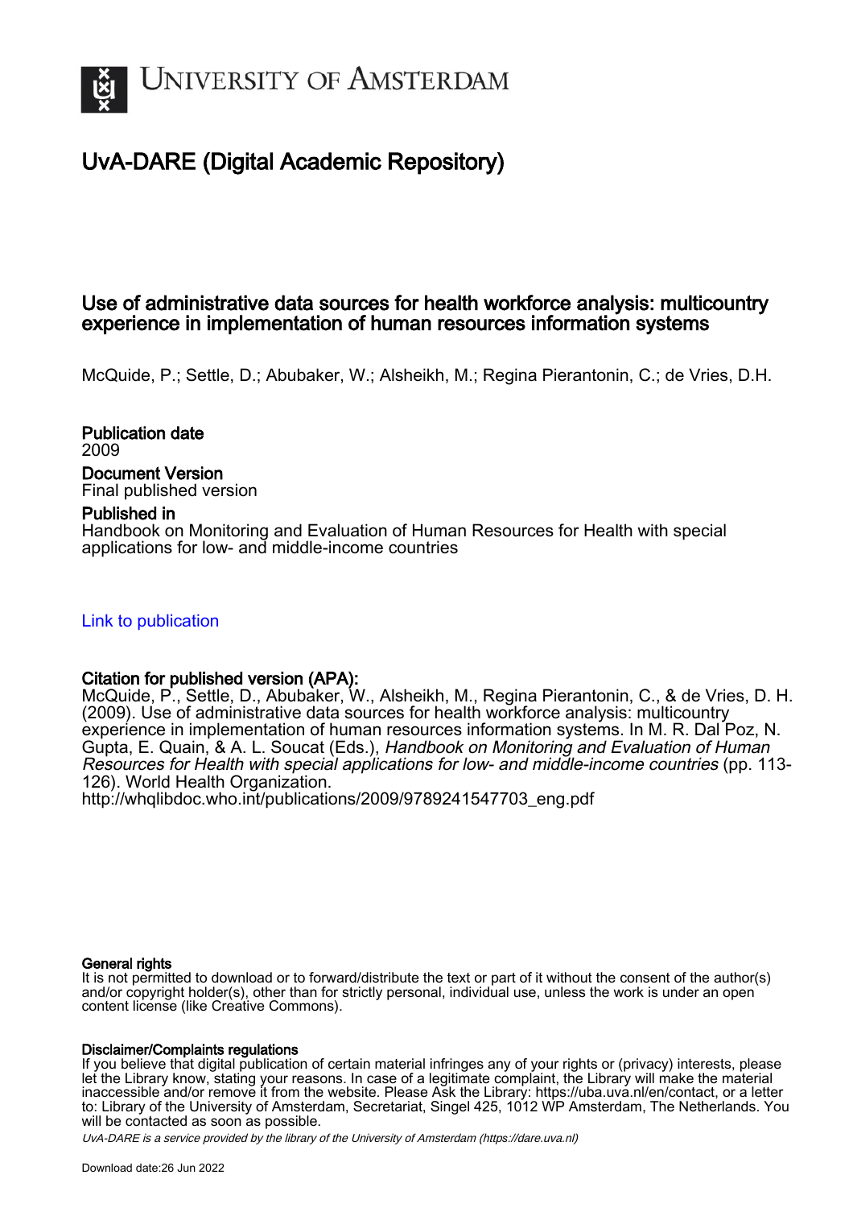# UNIVERSITY OF AMSTERDAM

## UvA-DARE (Digital Academic Repository)

### Use of administrative data sources for health workforce analysis: multicountry experience in implementation of human resources information systems

McQuide, P.; Settle, D.; Abubaker, W.; Alsheikh, M.; Regina Pierantonin, C.; de Vries, D.H.

**Publication date**
2009

**Document Version**
Final published version

**Published in**
Handbook on Monitoring and Evaluation of Human Resources for Health with special applications for low- and middle-income countries

Link to publication

**Citation for published version (APA):**
McQuide, P., Settle, D., Abubaker, W., Alsheikh, M., Regina Pierantonin, C., & de Vries, D. H. (2009). Use of administrative data sources for health workforce analysis: multicountry experience in implementation of human resources information systems. In M. R. Dal Poz, N. Gupta, E. Quain, & A. L. Soucat (Eds.), *Handbook on Monitoring and Evaluation of Human Resources for Health with special applications for low- and middle-income countries* (pp. 113-126). World Health Organization.
http://whqlibdoc.who.int/publications/2009/9789241547703_eng.pdf

**General rights**
It is not permitted to download or to forward/distribute the text or part of it without the consent of the author(s) and/or copyright holder(s), other than for strictly personal, individual use, unless the work is under an open content license (like Creative Commons).

**Disclaimer/Complaints regulations**
If you believe that digital publication of certain material infringes any of your rights or (privacy) interests, please let the Library know, stating your reasons. In case of a legitimate complaint, the Library will make the material inaccessible and/or remove it from the website. Please Ask the Library: https://uba.uva.nl/en/contact, or a letter to: Library of the University of Amsterdam, Secretariat, Singel 425, 1012 WP Amsterdam, The Netherlands. You will be contacted as soon as possible.

UvA-DARE is a service provided by the library of the University of Amsterdam (https://dare.uva.nl)

Download date:26 Jun 2022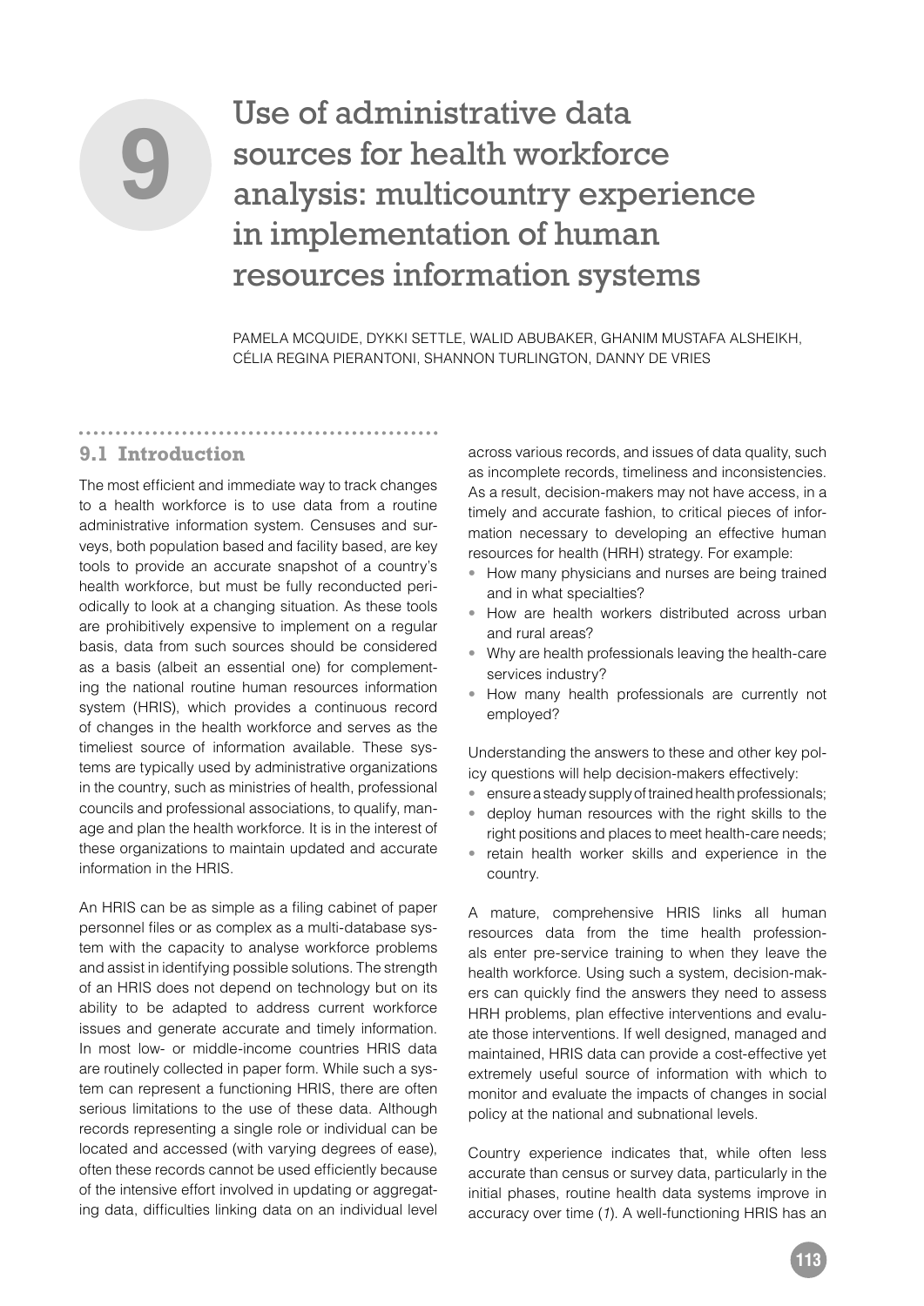# 9 Use of administrative data sources for health workforce analysis: multicountry experience in implementation of human resources information systems

PAMELA MCQUIDE, DYKKI SETTLE, WALID ABUBAKER, GHANIM MUSTAFA ALSHEIKH, CÉLIA REGINA PIERANTONI, SHANNON TURLINGTON, DANNY DE VRIES

## 9.1 Introduction

The most efficient and immediate way to track changes to a health workforce is to use data from a routine administrative information system. Censuses and surveys, both population based and facility based, are key tools to provide an accurate snapshot of a country's health workforce, but must be fully reconducted periodically to look at a changing situation. As these tools are prohibitively expensive to implement on a regular basis, data from such sources should be considered as a basis (albeit an essential one) for complementing the national routine human resources information system (HRIS), which provides a continuous record of changes in the health workforce and serves as the timeliest source of information available. These systems are typically used by administrative organizations in the country, such as ministries of health, professional councils and professional associations, to qualify, manage and plan the health workforce. It is in the interest of these organizations to maintain updated and accurate information in the HRIS.

An HRIS can be as simple as a filing cabinet of paper personnel files or as complex as a multi-database system with the capacity to analyse workforce problems and assist in identifying possible solutions. The strength of an HRIS does not depend on technology but on its ability to be adapted to address current workforce issues and generate accurate and timely information. In most low- or middle-income countries HRIS data are routinely collected in paper form. While such a system can represent a functioning HRIS, there are often serious limitations to the use of these data. Although records representing a single role or individual can be located and accessed (with varying degrees of ease), often these records cannot be used efficiently because of the intensive effort involved in updating or aggregating data, difficulties linking data on an individual level across various records, and issues of data quality, such as incomplete records, timeliness and inconsistencies. As a result, decision-makers may not have access, in a timely and accurate fashion, to critical pieces of information necessary to developing an effective human resources for health (HRH) strategy. For example:

- How many physicians and nurses are being trained and in what specialties?
- How are health workers distributed across urban and rural areas?
- Why are health professionals leaving the health-care services industry?
- How many health professionals are currently not employed?

Understanding the answers to these and other key policy questions will help decision-makers effectively:

- ensure a steady supply of trained health professionals;
- deploy human resources with the right skills to the right positions and places to meet health-care needs;
- retain health worker skills and experience in the country.

A mature, comprehensive HRIS links all human resources data from the time health professionals enter pre-service training to when they leave the health workforce. Using such a system, decision-makers can quickly find the answers they need to assess HRH problems, plan effective interventions and evaluate those interventions. If well designed, managed and maintained, HRIS data can provide a cost-effective yet extremely useful source of information with which to monitor and evaluate the impacts of changes in social policy at the national and subnational levels.

Country experience indicates that, while often less accurate than census or survey data, particularly in the initial phases, routine health data systems improve in accuracy over time (*1*). A well-functioning HRIS has an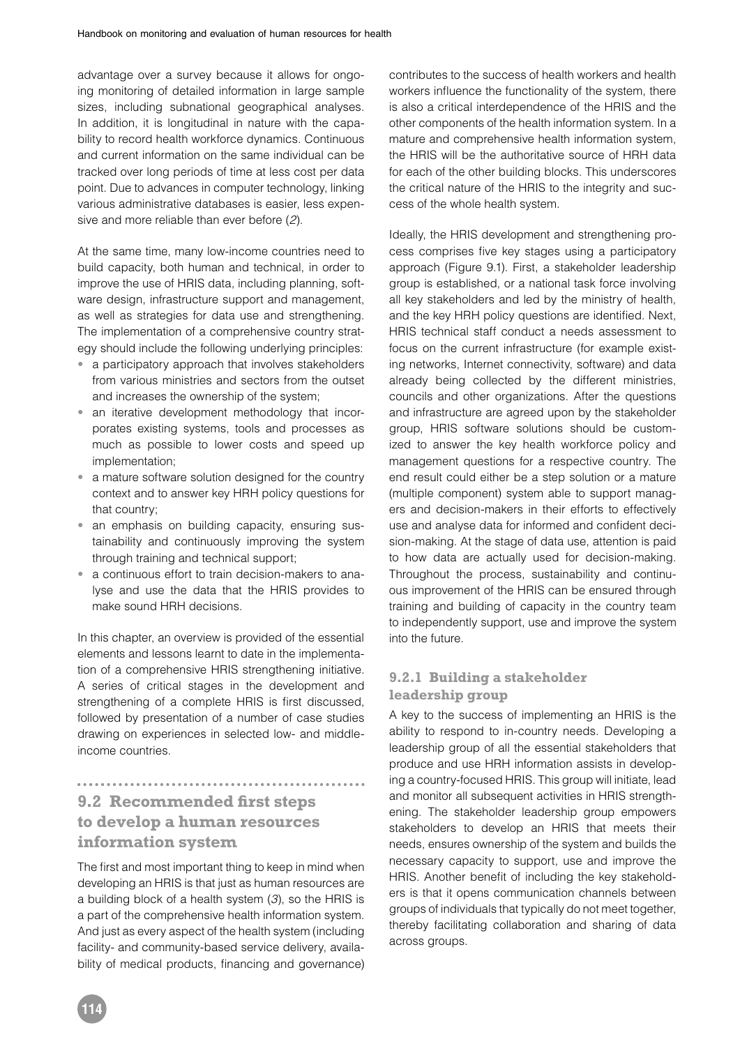advantage over a survey because it allows for ongoing monitoring of detailed information in large sample sizes, including subnational geographical analyses. In addition, it is longitudinal in nature with the capability to record health workforce dynamics. Continuous and current information on the same individual can be tracked over long periods of time at less cost per data point. Due to advances in computer technology, linking various administrative databases is easier, less expensive and more reliable than ever before (*2*).

At the same time, many low-income countries need to build capacity, both human and technical, in order to improve the use of HRIS data, including planning, software design, infrastructure support and management, as well as strategies for data use and strengthening. The implementation of a comprehensive country strategy should include the following underlying principles:

- a participatory approach that involves stakeholders from various ministries and sectors from the outset and increases the ownership of the system;
- an iterative development methodology that incorporates existing systems, tools and processes as much as possible to lower costs and speed up implementation;
- a mature software solution designed for the country context and to answer key HRH policy questions for that country;
- an emphasis on building capacity, ensuring sustainability and continuously improving the system through training and technical support;
- a continuous effort to train decision-makers to analyse and use the data that the HRIS provides to make sound HRH decisions.

In this chapter, an overview is provided of the essential elements and lessons learnt to date in the implementation of a comprehensive HRIS strengthening initiative. A series of critical stages in the development and strengthening of a complete HRIS is first discussed, followed by presentation of a number of case studies drawing on experiences in selected low- and middle-income countries.

## 9.2 Recommended first steps to develop a human resources information system

The first and most important thing to keep in mind when developing an HRIS is that just as human resources are a building block of a health system (*3*), so the HRIS is a part of the comprehensive health information system. And just as every aspect of the health system (including facility- and community-based service delivery, availability of medical products, financing and governance) contributes to the success of health workers and health workers influence the functionality of the system, there is also a critical interdependence of the HRIS and the other components of the health information system. In a mature and comprehensive health information system, the HRIS will be the authoritative source of HRH data for each of the other building blocks. This underscores the critical nature of the HRIS to the integrity and success of the whole health system.

Ideally, the HRIS development and strengthening process comprises five key stages using a participatory approach (Figure 9.1). First, a stakeholder leadership group is established, or a national task force involving all key stakeholders and led by the ministry of health, and the key HRH policy questions are identified. Next, HRIS technical staff conduct a needs assessment to focus on the current infrastructure (for example existing networks, Internet connectivity, software) and data already being collected by the different ministries, councils and other organizations. After the questions and infrastructure are agreed upon by the stakeholder group, HRIS software solutions should be customized to answer the key health workforce policy and management questions for a respective country. The end result could either be a step solution or a mature (multiple component) system able to support managers and decision-makers in their efforts to effectively use and analyse data for informed and confident decision-making. At the stage of data use, attention is paid to how data are actually used for decision-making. Throughout the process, sustainability and continuous improvement of the HRIS can be ensured through training and building of capacity in the country team to independently support, use and improve the system into the future.

### 9.2.1 Building a stakeholder leadership group

A key to the success of implementing an HRIS is the ability to respond to in-country needs. Developing a leadership group of all the essential stakeholders that produce and use HRH information assists in developing a country-focused HRIS. This group will initiate, lead and monitor all subsequent activities in HRIS strengthening. The stakeholder leadership group empowers stakeholders to develop an HRIS that meets their needs, ensures ownership of the system and builds the necessary capacity to support, use and improve the HRIS. Another benefit of including the key stakeholders is that it opens communication channels between groups of individuals that typically do not meet together, thereby facilitating collaboration and sharing of data across groups.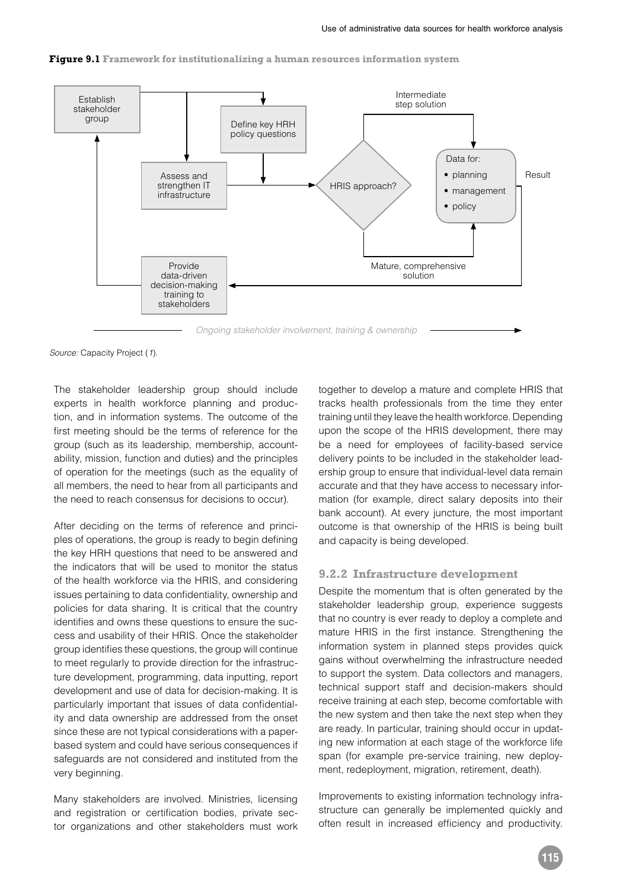**Figure 9.1** Framework for institutionalizing a human resources information system

Establish stakeholder group

Define key HRH policy questions

Assess and strengthen IT infrastructure

HRIS approach?

Intermediate step solution

Mature, comprehensive solution

Data for:
- planning
- management
- policy

Result

Provide data-driven decision-making training to stakeholders

*Ongoing stakeholder involvement, training & ownership*

*Source:* Capacity Project (*1*).

The stakeholder leadership group should include experts in health workforce planning and production, and in information systems. The outcome of the first meeting should be the terms of reference for the group (such as its leadership, membership, accountability, mission, function and duties) and the principles of operation for the meetings (such as the equality of all members, the need to hear from all participants and the need to reach consensus for decisions to occur).

After deciding on the terms of reference and principles of operations, the group is ready to begin defining the key HRH questions that need to be answered and the indicators that will be used to monitor the status of the health workforce via the HRIS, and considering issues pertaining to data confidentiality, ownership and policies for data sharing. It is critical that the country identifies and owns these questions to ensure the success and usability of their HRIS. Once the stakeholder group identifies these questions, the group will continue to meet regularly to provide direction for the infrastructure development, programming, data inputting, report development and use of data for decision-making. It is particularly important that issues of data confidentiality and data ownership are addressed from the onset since these are not typical considerations with a paper-based system and could have serious consequences if safeguards are not considered and instituted from the very beginning.

Many stakeholders are involved. Ministries, licensing and registration or certification bodies, private sector organizations and other stakeholders must work together to develop a mature and complete HRIS that tracks health professionals from the time they enter training until they leave the health workforce. Depending upon the scope of the HRIS development, there may be a need for employees of facility-based service delivery points to be included in the stakeholder leadership group to ensure that individual-level data remain accurate and that they have access to necessary information (for example, direct salary deposits into their bank account). At every juncture, the most important outcome is that ownership of the HRIS is being built and capacity is being developed.

### 9.2.2 Infrastructure development

Despite the momentum that is often generated by the stakeholder leadership group, experience suggests that no country is ever ready to deploy a complete and mature HRIS in the first instance. Strengthening the information system in planned steps provides quick gains without overwhelming the infrastructure needed to support the system. Data collectors and managers, technical support staff and decision-makers should receive training at each step, become comfortable with the new system and then take the next step when they are ready. In particular, training should occur in updating new information at each stage of the workforce life span (for example pre-service training, new deployment, redeployment, migration, retirement, death).

Improvements to existing information technology infrastructure can generally be implemented quickly and often result in increased efficiency and productivity.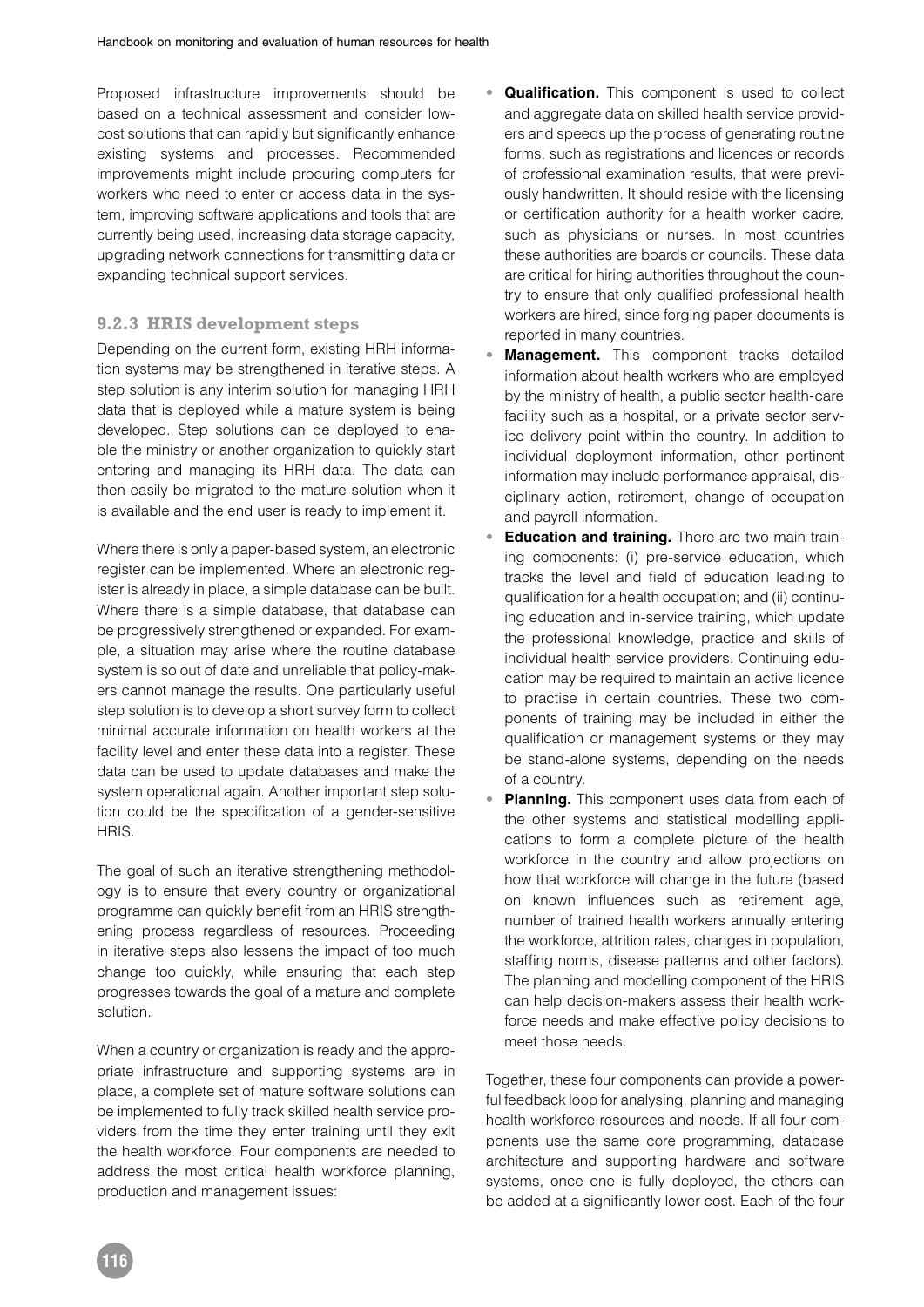Proposed infrastructure improvements should be based on a technical assessment and consider low-cost solutions that can rapidly but significantly enhance existing systems and processes. Recommended improvements might include procuring computers for workers who need to enter or access data in the system, improving software applications and tools that are currently being used, increasing data storage capacity, upgrading network connections for transmitting data or expanding technical support services.

### 9.2.3 HRIS development steps

Depending on the current form, existing HRH information systems may be strengthened in iterative steps. A step solution is any interim solution for managing HRH data that is deployed while a mature system is being developed. Step solutions can be deployed to enable the ministry or another organization to quickly start entering and managing its HRH data. The data can then easily be migrated to the mature solution when it is available and the end user is ready to implement it.

Where there is only a paper-based system, an electronic register can be implemented. Where an electronic register is already in place, a simple database can be built. Where there is a simple database, that database can be progressively strengthened or expanded. For example, a situation may arise where the routine database system is so out of date and unreliable that policy-makers cannot manage the results. One particularly useful step solution is to develop a short survey form to collect minimal accurate information on health workers at the facility level and enter these data into a register. These data can be used to update databases and make the system operational again. Another important step solution could be the specification of a gender-sensitive HRIS.

The goal of such an iterative strengthening methodology is to ensure that every country or organizational programme can quickly benefit from an HRIS strengthening process regardless of resources. Proceeding in iterative steps also lessens the impact of too much change too quickly, while ensuring that each step progresses towards the goal of a mature and complete solution.

When a country or organization is ready and the appropriate infrastructure and supporting systems are in place, a complete set of mature software solutions can be implemented to fully track skilled health service providers from the time they enter training until they exit the health workforce. Four components are needed to address the most critical health workforce planning, production and management issues:

- **Qualification.** This component is used to collect and aggregate data on skilled health service providers and speeds up the process of generating routine forms, such as registrations and licences or records of professional examination results, that were previously handwritten. It should reside with the licensing or certification authority for a health worker cadre, such as physicians or nurses. In most countries these authorities are boards or councils. These data are critical for hiring authorities throughout the country to ensure that only qualified professional health workers are hired, since forging paper documents is reported in many countries.
- **Management.** This component tracks detailed information about health workers who are employed by the ministry of health, a public sector health-care facility such as a hospital, or a private sector service delivery point within the country. In addition to individual deployment information, other pertinent information may include performance appraisal, disciplinary action, retirement, change of occupation and payroll information.
- **Education and training.** There are two main training components: (i) pre-service education, which tracks the level and field of education leading to qualification for a health occupation; and (ii) continuing education and in-service training, which update the professional knowledge, practice and skills of individual health service providers. Continuing education may be required to maintain an active licence to practise in certain countries. These two components of training may be included in either the qualification or management systems or they may be stand-alone systems, depending on the needs of a country.
- **Planning.** This component uses data from each of the other systems and statistical modelling applications to form a complete picture of the health workforce in the country and allow projections on how that workforce will change in the future (based on known influences such as retirement age, number of trained health workers annually entering the workforce, attrition rates, changes in population, staffing norms, disease patterns and other factors). The planning and modelling component of the HRIS can help decision-makers assess their health workforce needs and make effective policy decisions to meet those needs.

Together, these four components can provide a powerful feedback loop for analysing, planning and managing health workforce resources and needs. If all four components use the same core programming, database architecture and supporting hardware and software systems, once one is fully deployed, the others can be added at a significantly lower cost. Each of the four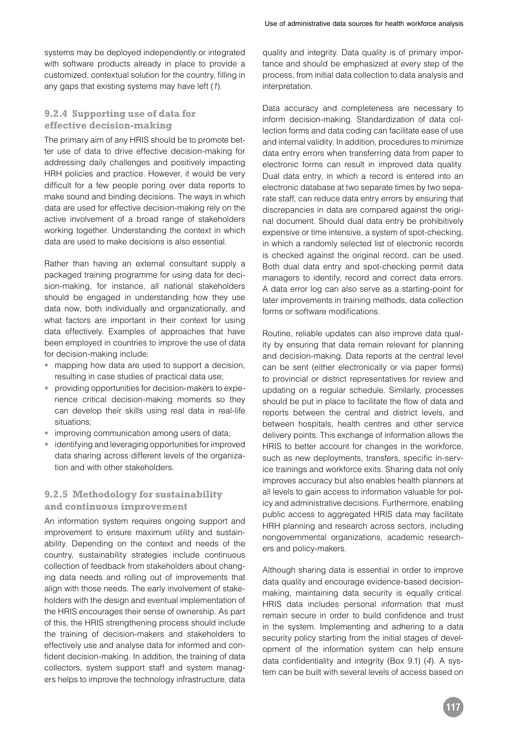systems may be deployed independently or integrated with software products already in place to provide a customized, contextual solution for the country, filling in any gaps that existing systems may have left (*1*).

### 9.2.4 Supporting use of data for effective decision-making

The primary aim of any HRIS should be to promote better use of data to drive effective decision-making for addressing daily challenges and positively impacting HRH policies and practice. However, it would be very difficult for a few people poring over data reports to make sound and binding decisions. The ways in which data are used for effective decision-making rely on the active involvement of a broad range of stakeholders working together. Understanding the context in which data are used to make decisions is also essential.

Rather than having an external consultant supply a packaged training programme for using data for decision-making, for instance, all national stakeholders should be engaged in understanding how they use data now, both individually and organizationally, and what factors are important in their context for using data effectively. Examples of approaches that have been employed in countries to improve the use of data for decision-making include:

- mapping how data are used to support a decision, resulting in case studies of practical data use;
- providing opportunities for decision-makers to experience critical decision-making moments so they can develop their skills using real data in real-life situations;
- improving communication among users of data;
- identifying and leveraging opportunities for improved data sharing across different levels of the organization and with other stakeholders.

### 9.2.5 Methodology for sustainability and continuous improvement

An information system requires ongoing support and improvement to ensure maximum utility and sustainability. Depending on the context and needs of the country, sustainability strategies include continuous collection of feedback from stakeholders about changing data needs and rolling out of improvements that align with those needs. The early involvement of stakeholders with the design and eventual implementation of the HRIS encourages their sense of ownership. As part of this, the HRIS strengthening process should include the training of decision-makers and stakeholders to effectively use and analyse data for informed and confident decision-making. In addition, the training of data collectors, system support staff and system managers helps to improve the technology infrastructure, data quality and integrity. Data quality is of primary importance and should be emphasized at every step of the process, from initial data collection to data analysis and interpretation.

Data accuracy and completeness are necessary to inform decision-making. Standardization of data collection forms and data coding can facilitate ease of use and internal validity. In addition, procedures to minimize data entry errors when transferring data from paper to electronic forms can result in improved data quality. Dual data entry, in which a record is entered into an electronic database at two separate times by two separate staff, can reduce data entry errors by ensuring that discrepancies in data are compared against the original document. Should dual data entry be prohibitively expensive or time intensive, a system of spot-checking, in which a randomly selected list of electronic records is checked against the original record, can be used. Both dual data entry and spot-checking permit data managers to identify, record and correct data errors. A data error log can also serve as a starting-point for later improvements in training methods, data collection forms or software modifications.

Routine, reliable updates can also improve data quality by ensuring that data remain relevant for planning and decision-making. Data reports at the central level can be sent (either electronically or via paper forms) to provincial or district representatives for review and updating on a regular schedule. Similarly, processes should be put in place to facilitate the flow of data and reports between the central and district levels, and between hospitals, health centres and other service delivery points. This exchange of information allows the HRIS to better account for changes in the workforce, such as new deployments, transfers, specific in-service trainings and workforce exits. Sharing data not only improves accuracy but also enables health planners at all levels to gain access to information valuable for policy and administrative decisions. Furthermore, enabling public access to aggregated HRIS data may facilitate HRH planning and research across sectors, including nongovernmental organizations, academic researchers and policy-makers.

Although sharing data is essential in order to improve data quality and encourage evidence-based decision-making, maintaining data security is equally critical. HRIS data includes personal information that must remain secure in order to build confidence and trust in the system. Implementing and adhering to a data security policy starting from the initial stages of development of the information system can help ensure data confidentiality and integrity (Box 9.1) (*4*). A system can be built with several levels of access based on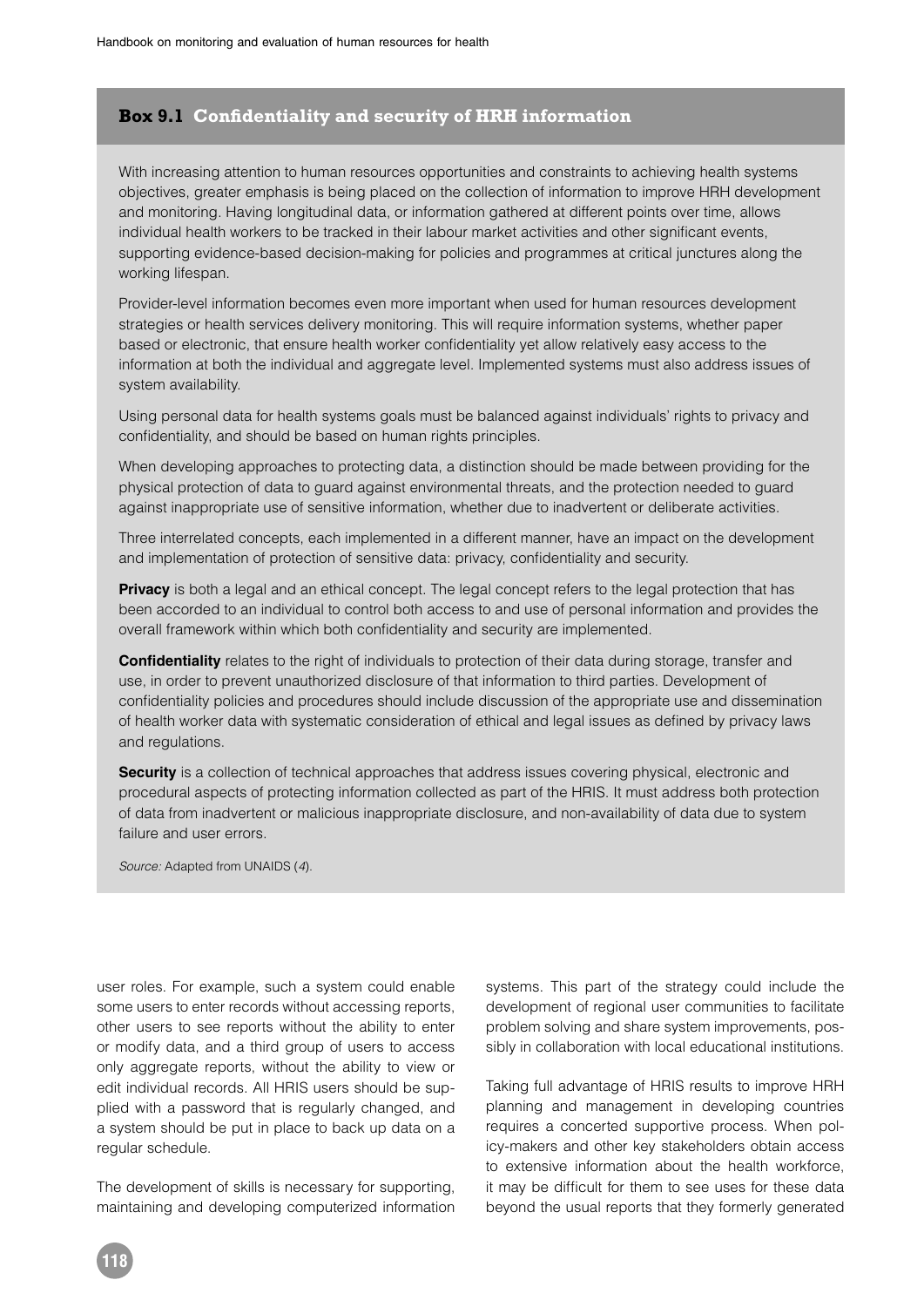### Box 9.1 Confidentiality and security of HRH information

With increasing attention to human resources opportunities and constraints to achieving health systems objectives, greater emphasis is being placed on the collection of information to improve HRH development and monitoring. Having longitudinal data, or information gathered at different points over time, allows individual health workers to be tracked in their labour market activities and other significant events, supporting evidence-based decision-making for policies and programmes at critical junctures along the working lifespan.

Provider-level information becomes even more important when used for human resources development strategies or health services delivery monitoring. This will require information systems, whether paper based or electronic, that ensure health worker confidentiality yet allow relatively easy access to the information at both the individual and aggregate level. Implemented systems must also address issues of system availability.

Using personal data for health systems goals must be balanced against individuals' rights to privacy and confidentiality, and should be based on human rights principles.

When developing approaches to protecting data, a distinction should be made between providing for the physical protection of data to guard against environmental threats, and the protection needed to guard against inappropriate use of sensitive information, whether due to inadvertent or deliberate activities.

Three interrelated concepts, each implemented in a different manner, have an impact on the development and implementation of protection of sensitive data: privacy, confidentiality and security.

**Privacy** is both a legal and an ethical concept. The legal concept refers to the legal protection that has been accorded to an individual to control both access to and use of personal information and provides the overall framework within which both confidentiality and security are implemented.

**Confidentiality** relates to the right of individuals to protection of their data during storage, transfer and use, in order to prevent unauthorized disclosure of that information to third parties. Development of confidentiality policies and procedures should include discussion of the appropriate use and dissemination of health worker data with systematic consideration of ethical and legal issues as defined by privacy laws and regulations.

**Security** is a collection of technical approaches that address issues covering physical, electronic and procedural aspects of protecting information collected as part of the HRIS. It must address both protection of data from inadvertent or malicious inappropriate disclosure, and non-availability of data due to system failure and user errors.

*Source:* Adapted from UNAIDS (*4*).

user roles. For example, such a system could enable some users to enter records without accessing reports, other users to see reports without the ability to enter or modify data, and a third group of users to access only aggregate reports, without the ability to view or edit individual records. All HRIS users should be supplied with a password that is regularly changed, and a system should be put in place to back up data on a regular schedule.

The development of skills is necessary for supporting, maintaining and developing computerized information systems. This part of the strategy could include the development of regional user communities to facilitate problem solving and share system improvements, possibly in collaboration with local educational institutions.

Taking full advantage of HRIS results to improve HRH planning and management in developing countries requires a concerted supportive process. When policy-makers and other key stakeholders obtain access to extensive information about the health workforce, it may be difficult for them to see uses for these data beyond the usual reports that they formerly generated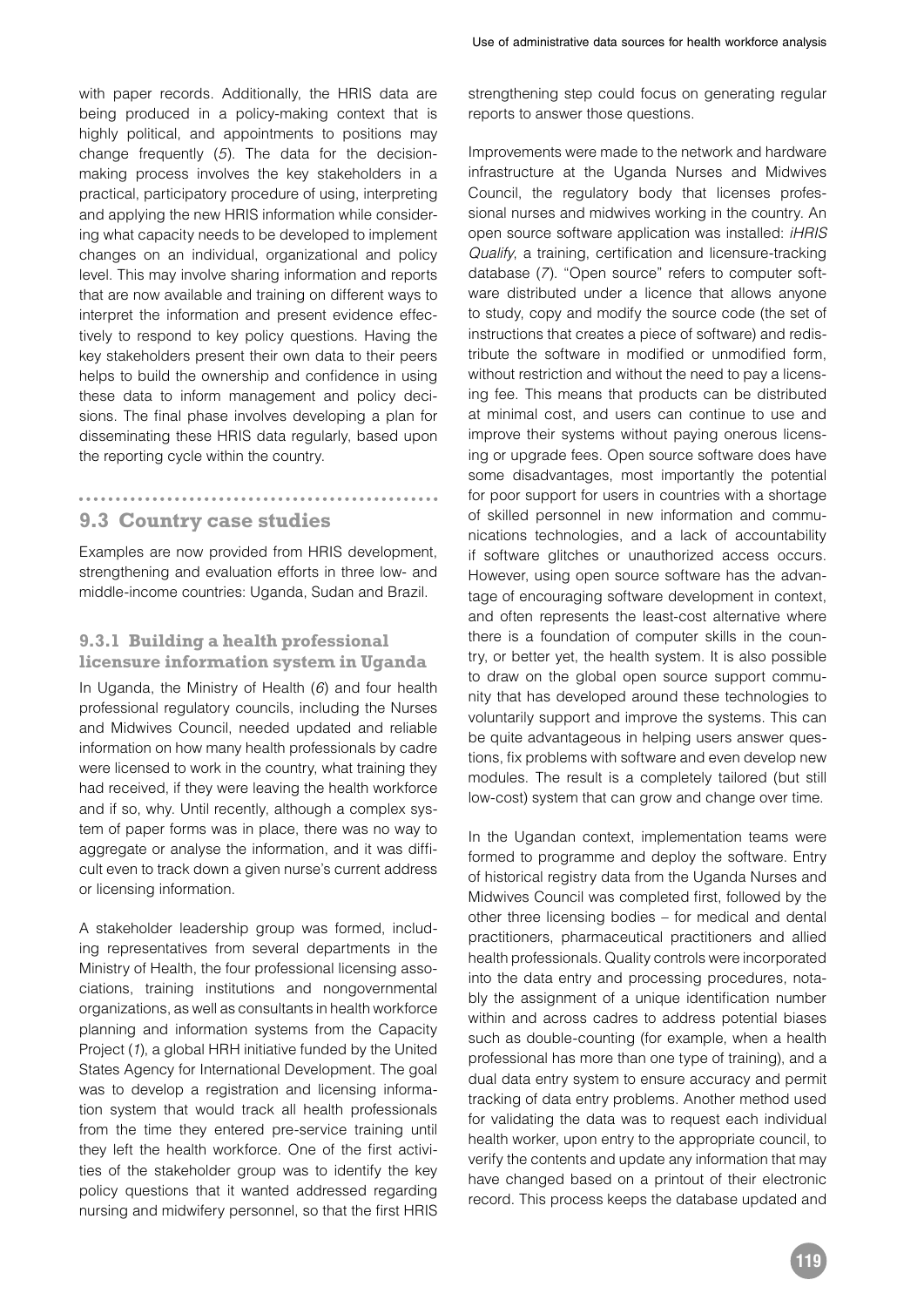with paper records. Additionally, the HRIS data are being produced in a policy-making context that is highly political, and appointments to positions may change frequently (*5*). The data for the decision-making process involves the key stakeholders in a practical, participatory procedure of using, interpreting and applying the new HRIS information while considering what capacity needs to be developed to implement changes on an individual, organizational and policy level. This may involve sharing information and reports that are now available and training on different ways to interpret the information and present evidence effectively to respond to key policy questions. Having the key stakeholders present their own data to their peers helps to build the ownership and confidence in using these data to inform management and policy decisions. The final phase involves developing a plan for disseminating these HRIS data regularly, based upon the reporting cycle within the country.

## 9.3 Country case studies

Examples are now provided from HRIS development, strengthening and evaluation efforts in three low- and middle-income countries: Uganda, Sudan and Brazil.

### 9.3.1 Building a health professional licensure information system in Uganda

In Uganda, the Ministry of Health (*6*) and four health professional regulatory councils, including the Nurses and Midwives Council, needed updated and reliable information on how many health professionals by cadre were licensed to work in the country, what training they had received, if they were leaving the health workforce and if so, why. Until recently, although a complex system of paper forms was in place, there was no way to aggregate or analyse the information, and it was difficult even to track down a given nurse's current address or licensing information.

A stakeholder leadership group was formed, including representatives from several departments in the Ministry of Health, the four professional licensing associations, training institutions and nongovernmental organizations, as well as consultants in health workforce planning and information systems from the Capacity Project (*1*), a global HRH initiative funded by the United States Agency for International Development. The goal was to develop a registration and licensing information system that would track all health professionals from the time they entered pre-service training until they left the health workforce. One of the first activities of the stakeholder group was to identify the key policy questions that it wanted addressed regarding nursing and midwifery personnel, so that the first HRIS strengthening step could focus on generating regular reports to answer those questions.

Improvements were made to the network and hardware infrastructure at the Uganda Nurses and Midwives Council, the regulatory body that licenses professional nurses and midwives working in the country. An open source software application was installed: *iHRIS Qualify*, a training, certification and licensure-tracking database (*7*). "Open source" refers to computer software distributed under a licence that allows anyone to study, copy and modify the source code (the set of instructions that creates a piece of software) and redistribute the software in modified or unmodified form, without restriction and without the need to pay a licensing fee. This means that products can be distributed at minimal cost, and users can continue to use and improve their systems without paying onerous licensing or upgrade fees. Open source software does have some disadvantages, most importantly the potential for poor support for users in countries with a shortage of skilled personnel in new information and communications technologies, and a lack of accountability if software glitches or unauthorized access occurs. However, using open source software has the advantage of encouraging software development in context, and often represents the least-cost alternative where there is a foundation of computer skills in the country, or better yet, the health system. It is also possible to draw on the global open source support community that has developed around these technologies to voluntarily support and improve the systems. This can be quite advantageous in helping users answer questions, fix problems with software and even develop new modules. The result is a completely tailored (but still low-cost) system that can grow and change over time.

In the Ugandan context, implementation teams were formed to programme and deploy the software. Entry of historical registry data from the Uganda Nurses and Midwives Council was completed first, followed by the other three licensing bodies – for medical and dental practitioners, pharmaceutical practitioners and allied health professionals. Quality controls were incorporated into the data entry and processing procedures, notably the assignment of a unique identification number within and across cadres to address potential biases such as double-counting (for example, when a health professional has more than one type of training), and a dual data entry system to ensure accuracy and permit tracking of data entry problems. Another method used for validating the data was to request each individual health worker, upon entry to the appropriate council, to verify the contents and update any information that may have changed based on a printout of their electronic record. This process keeps the database updated and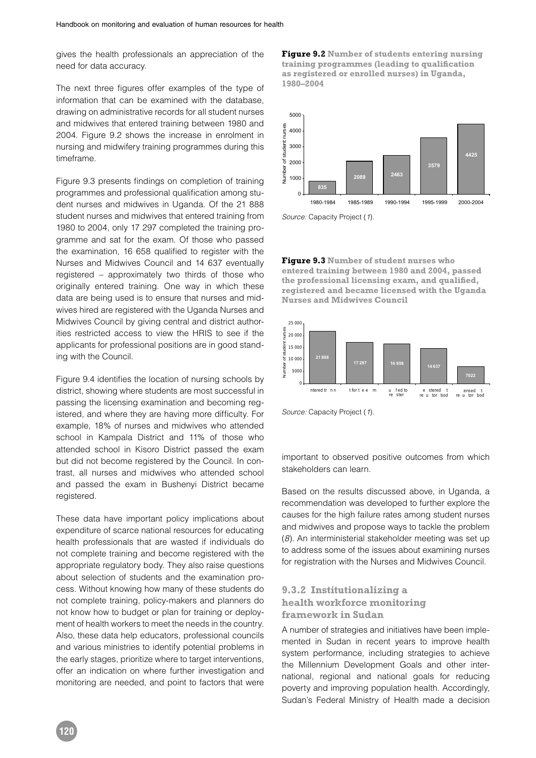gives the health professionals an appreciation of the need for data accuracy.

The next three figures offer examples of the type of information that can be examined with the database, drawing on administrative records for all student nurses and midwives that entered training between 1980 and 2004. Figure 9.2 shows the increase in enrolment in nursing and midwifery training programmes during this timeframe.

Figure 9.3 presents findings on completion of training programmes and professional qualification among student nurses and midwives in Uganda. Of the 21 888 student nurses and midwives that entered training from 1980 to 2004, only 17 297 completed the training programme and sat for the exam. Of those who passed the examination, 16 658 qualified to register with the Nurses and Midwives Council and 14 637 eventually registered – approximately two thirds of those who originally entered training. One way in which these data are being used is to ensure that nurses and midwives hired are registered with the Uganda Nurses and Midwives Council by giving central and district authorities restricted access to view the HRIS to see if the applicants for professional positions are in good standing with the Council.

Figure 9.4 identifies the location of nursing schools by district, showing where students are most successful in passing the licensing examination and becoming registered, and where they are having more difficulty. For example, 18% of nurses and midwives who attended school in Kampala District and 11% of those who attended school in Kisoro District passed the exam but did not become registered by the Council. In contrast, all nurses and midwives who attended school and passed the exam in Bushenyi District became registered.

These data have important policy implications about expenditure of scarce national resources for educating health professionals that are wasted if individuals do not complete training and become registered with the appropriate regulatory body. They also raise questions about selection of students and the examination process. Without knowing how many of these students do not complete training, policy-makers and planners do not know how to budget or plan for training or deployment of health workers to meet the needs in the country. Also, these data help educators, professional councils and various ministries to identify potential problems in the early stages, prioritize where to target interventions, offer an indication on where further investigation and monitoring are needed, and point to factors that were important to observed positive outcomes from which stakeholders can learn.

**Figure 9.2 Number of students entering nursing training programmes (leading to qualification as registered or enrolled nurses) in Uganda, 1980–2004**

| Period | Number of student nurses |
|---|---|
| 1980-1984 | 835 |
| 1985-1989 | 2089 |
| 1990-1994 | 2463 |
| 1995-1999 | 3579 |
| 2000-2004 | 4425 |

*Source:* Capacity Project (*1*).

**Figure 9.3 Number of student nurses who entered training between 1980 and 2004, passed the professional licensing exam, and qualified, registered and became licensed with the Uganda Nurses and Midwives Council**

| Stage | Number of student nurses |
|---|---|
| Entered training | 21 888 |
| Sat for the exam | 17 297 |
| Qualified to register | 16 658 |
| Registered with regulatory body | 14 637 |
| Licensed with regulatory body | 7022 |

*Source:* Capacity Project (*1*).

Based on the results discussed above, in Uganda, a recommendation was developed to further explore the causes for the high failure rates among student nurses and midwives and propose ways to tackle the problem (*8*). An interministerial stakeholder meeting was set up to address some of the issues about examining nurses for registration with the Nurses and Midwives Council.

### 9.3.2 Institutionalizing a health workforce monitoring framework in Sudan

A number of strategies and initiatives have been implemented in Sudan in recent years to improve health system performance, including strategies to achieve the Millennium Development Goals and other international, regional and national goals for reducing poverty and improving population health. Accordingly, Sudan's Federal Ministry of Health made a decision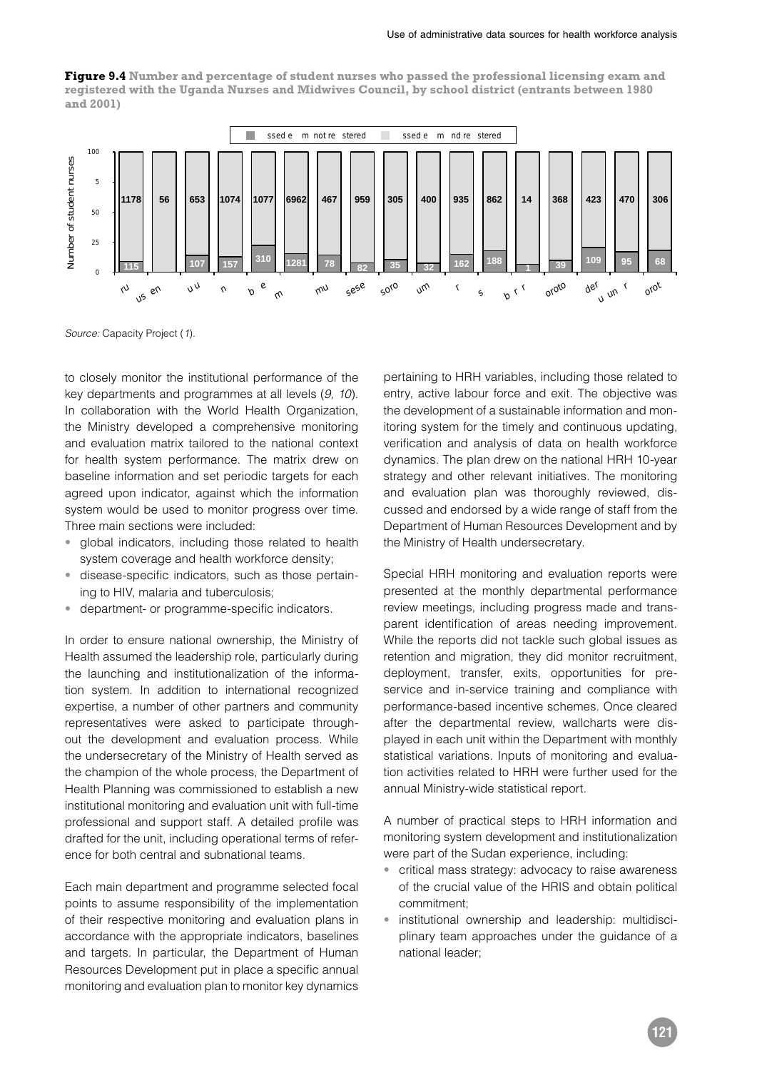**Figure 9.4 Number and percentage of student nurses who passed the professional licensing exam and registered with the Uganda Nurses and Midwives Council, by school district (entrants between 1980 and 2001)**

Source: Capacity Project (*1*).

to closely monitor the institutional performance of the key departments and programmes at all levels (*9, 10*). In collaboration with the World Health Organization, the Ministry developed a comprehensive monitoring and evaluation matrix tailored to the national context for health system performance. The matrix drew on baseline information and set periodic targets for each agreed upon indicator, against which the information system would be used to monitor progress over time. Three main sections were included:

- global indicators, including those related to health system coverage and health workforce density;
- disease-specific indicators, such as those pertaining to HIV, malaria and tuberculosis;
- department- or programme-specific indicators.

In order to ensure national ownership, the Ministry of Health assumed the leadership role, particularly during the launching and institutionalization of the information system. In addition to international recognized expertise, a number of other partners and community representatives were asked to participate throughout the development and evaluation process. While the undersecretary of the Ministry of Health served as the champion of the whole process, the Department of Health Planning was commissioned to establish a new institutional monitoring and evaluation unit with full-time professional and support staff. A detailed profile was drafted for the unit, including operational terms of reference for both central and subnational teams.

Each main department and programme selected focal points to assume responsibility of the implementation of their respective monitoring and evaluation plans in accordance with the appropriate indicators, baselines and targets. In particular, the Department of Human Resources Development put in place a specific annual monitoring and evaluation plan to monitor key dynamics pertaining to HRH variables, including those related to entry, active labour force and exit. The objective was the development of a sustainable information and monitoring system for the timely and continuous updating, verification and analysis of data on health workforce dynamics. The plan drew on the national HRH 10-year strategy and other relevant initiatives. The monitoring and evaluation plan was thoroughly reviewed, discussed and endorsed by a wide range of staff from the Department of Human Resources Development and by the Ministry of Health undersecretary.

Special HRH monitoring and evaluation reports were presented at the monthly departmental performance review meetings, including progress made and transparent identification of areas needing improvement. While the reports did not tackle such global issues as retention and migration, they did monitor recruitment, deployment, transfer, exits, opportunities for pre-service and in-service training and compliance with performance-based incentive schemes. Once cleared after the departmental review, wallcharts were displayed in each unit within the Department with monthly statistical variations. Inputs of monitoring and evaluation activities related to HRH were further used for the annual Ministry-wide statistical report.

A number of practical steps to HRH information and monitoring system development and institutionalization were part of the Sudan experience, including:

- critical mass strategy: advocacy to raise awareness of the crucial value of the HRIS and obtain political commitment;
- institutional ownership and leadership: multidisciplinary team approaches under the guidance of a national leader;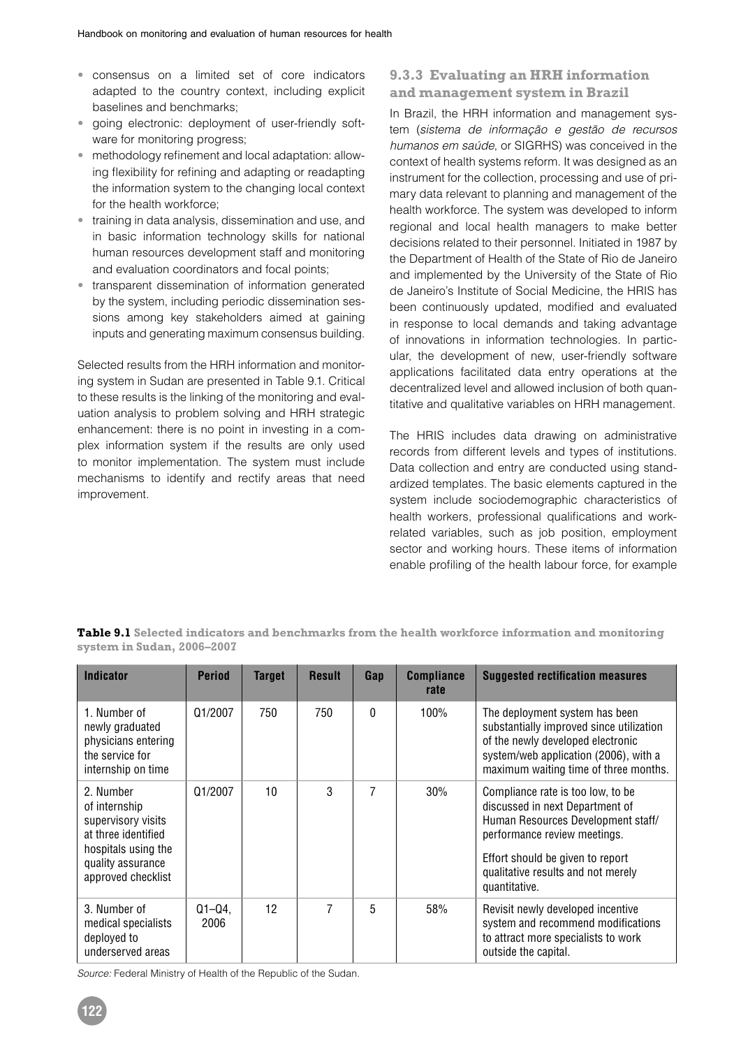- consensus on a limited set of core indicators adapted to the country context, including explicit baselines and benchmarks;
- going electronic: deployment of user-friendly software for monitoring progress;
- methodology refinement and local adaptation: allowing flexibility for refining and adapting or readapting the information system to the changing local context for the health workforce;
- training in data analysis, dissemination and use, and in basic information technology skills for national human resources development staff and monitoring and evaluation coordinators and focal points;
- transparent dissemination of information generated by the system, including periodic dissemination sessions among key stakeholders aimed at gaining inputs and generating maximum consensus building.

Selected results from the HRH information and monitoring system in Sudan are presented in Table 9.1. Critical to these results is the linking of the monitoring and evaluation analysis to problem solving and HRH strategic enhancement: there is no point in investing in a complex information system if the results are only used to monitor implementation. The system must include mechanisms to identify and rectify areas that need improvement.

### 9.3.3 Evaluating an HRH information and management system in Brazil

In Brazil, the HRH information and management system (*sistema de informação e gestão de recursos humanos em saúde*, or SIGRHS) was conceived in the context of health systems reform. It was designed as an instrument for the collection, processing and use of primary data relevant to planning and management of the health workforce. The system was developed to inform regional and local health managers to make better decisions related to their personnel. Initiated in 1987 by the Department of Health of the State of Rio de Janeiro and implemented by the University of the State of Rio de Janeiro's Institute of Social Medicine, the HRIS has been continuously updated, modified and evaluated in response to local demands and taking advantage of innovations in information technologies. In particular, the development of new, user-friendly software applications facilitated data entry operations at the decentralized level and allowed inclusion of both quantitative and qualitative variables on HRH management.

The HRIS includes data drawing on administrative records from different levels and types of institutions. Data collection and entry are conducted using standardized templates. The basic elements captured in the system include sociodemographic characteristics of health workers, professional qualifications and work-related variables, such as job position, employment sector and working hours. These items of information enable profiling of the health labour force, for example

**Table 9.1 Selected indicators and benchmarks from the health workforce information and monitoring system in Sudan, 2006–2007**

| Indicator | Period | Target | Result | Gap | Compliance rate | Suggested rectification measures |
|---|---|---|---|---|---|---|
| 1. Number of newly graduated physicians entering the service for internship on time | Q1/2007 | 750 | 750 | 0 | 100% | The deployment system has been substantially improved since utilization of the newly developed electronic system/web application (2006), with a maximum waiting time of three months. |
| 2. Number of internship supervisory visits at three identified hospitals using the quality assurance approved checklist | Q1/2007 | 10 | 3 | 7 | 30% | Compliance rate is too low, to be discussed in next Department of Human Resources Development staff/performance review meetings. Effort should be given to report qualitative results and not merely quantitative. |
| 3. Number of medical specialists deployed to underserved areas | Q1–Q4, 2006 | 12 | 7 | 5 | 58% | Revisit newly developed incentive system and recommend modifications to attract more specialists to work outside the capital. |

*Source:* Federal Ministry of Health of the Republic of the Sudan.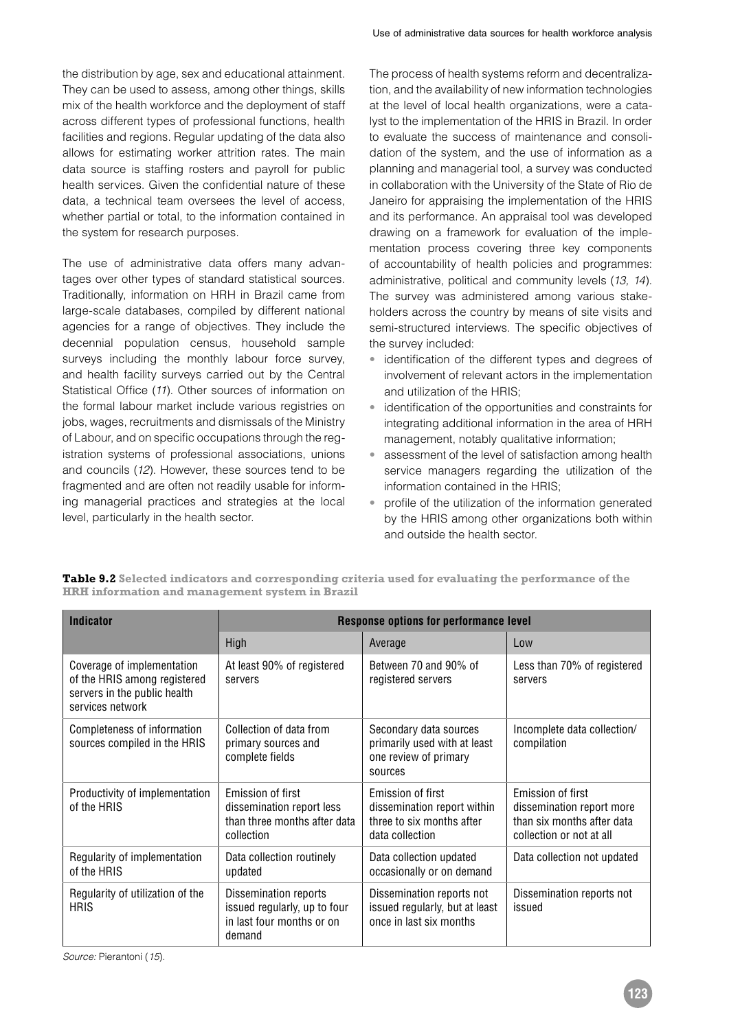the distribution by age, sex and educational attainment. They can be used to assess, among other things, skills mix of the health workforce and the deployment of staff across different types of professional functions, health facilities and regions. Regular updating of the data also allows for estimating worker attrition rates. The main data source is staffing rosters and payroll for public health services. Given the confidential nature of these data, a technical team oversees the level of access, whether partial or total, to the information contained in the system for research purposes.

The use of administrative data offers many advantages over other types of standard statistical sources. Traditionally, information on HRH in Brazil came from large-scale databases, compiled by different national agencies for a range of objectives. They include the decennial population census, household sample surveys including the monthly labour force survey, and health facility surveys carried out by the Central Statistical Office (*11*). Other sources of information on the formal labour market include various registries on jobs, wages, recruitments and dismissals of the Ministry of Labour, and on specific occupations through the registration systems of professional associations, unions and councils (*12*). However, these sources tend to be fragmented and are often not readily usable for informing managerial practices and strategies at the local level, particularly in the health sector.

The process of health systems reform and decentralization, and the availability of new information technologies at the level of local health organizations, were a catalyst to the implementation of the HRIS in Brazil. In order to evaluate the success of maintenance and consolidation of the system, and the use of information as a planning and managerial tool, a survey was conducted in collaboration with the University of the State of Rio de Janeiro for appraising the implementation of the HRIS and its performance. An appraisal tool was developed drawing on a framework for evaluation of the implementation process covering three key components of accountability of health policies and programmes: administrative, political and community levels (*13, 14*). The survey was administered among various stakeholders across the country by means of site visits and semi-structured interviews. The specific objectives of the survey included:

- identification of the different types and degrees of involvement of relevant actors in the implementation and utilization of the HRIS;
- identification of the opportunities and constraints for integrating additional information in the area of HRH management, notably qualitative information;
- assessment of the level of satisfaction among health service managers regarding the utilization of the information contained in the HRIS;
- profile of the utilization of the information generated by the HRIS among other organizations both within and outside the health sector.

**Table 9.2 Selected indicators and corresponding criteria used for evaluating the performance of the HRH information and management system in Brazil**

| Indicator | Response options for performance level | | |
|---|---|---|---|
| | High | Average | Low |
| Coverage of implementation of the HRIS among registered servers in the public health services network | At least 90% of registered servers | Between 70 and 90% of registered servers | Less than 70% of registered servers |
| Completeness of information sources compiled in the HRIS | Collection of data from primary sources and complete fields | Secondary data sources primarily used with at least one review of primary sources | Incomplete data collection/ compilation |
| Productivity of implementation of the HRIS | Emission of first dissemination report less than three months after data collection | Emission of first dissemination report within three to six months after data collection | Emission of first dissemination report more than six months after data collection or not at all |
| Regularity of implementation of the HRIS | Data collection routinely updated | Data collection updated occasionally or on demand | Data collection not updated |
| Regularity of utilization of the HRIS | Dissemination reports issued regularly, up to four in last four months or on demand | Dissemination reports not issued regularly, but at least once in last six months | Dissemination reports not issued |

*Source:* Pierantoni (*15*).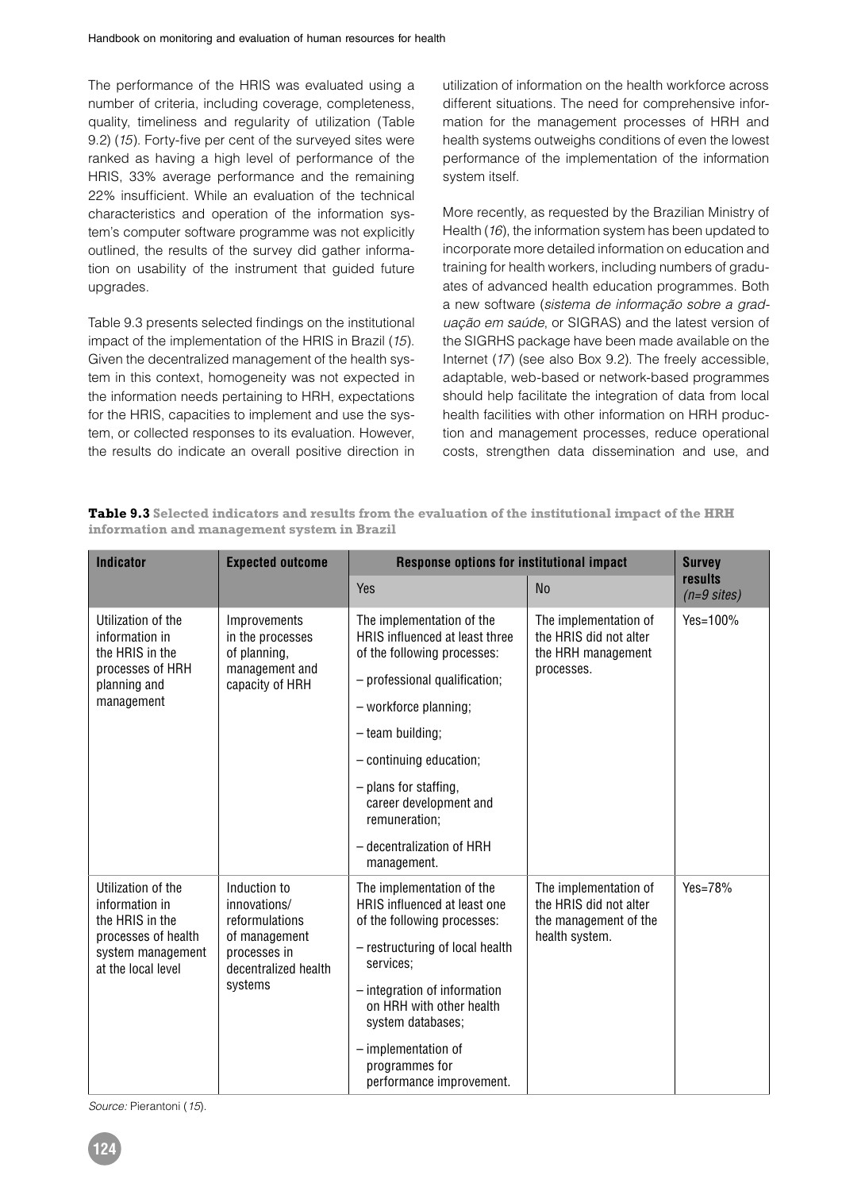The performance of the HRIS was evaluated using a number of criteria, including coverage, completeness, quality, timeliness and regularity of utilization (Table 9.2) (*15*). Forty-five per cent of the surveyed sites were ranked as having a high level of performance of the HRIS, 33% average performance and the remaining 22% insufficient. While an evaluation of the technical characteristics and operation of the information system's computer software programme was not explicitly outlined, the results of the survey did gather information on usability of the instrument that guided future upgrades.

Table 9.3 presents selected findings on the institutional impact of the implementation of the HRIS in Brazil (*15*). Given the decentralized management of the health system in this context, homogeneity was not expected in the information needs pertaining to HRH, expectations for the HRIS, capacities to implement and use the system, or collected responses to its evaluation. However, the results do indicate an overall positive direction in utilization of information on the health workforce across different situations. The need for comprehensive information for the management processes of HRH and health systems outweighs conditions of even the lowest performance of the implementation of the information system itself.

More recently, as requested by the Brazilian Ministry of Health (*16*), the information system has been updated to incorporate more detailed information on education and training for health workers, including numbers of graduates of advanced health education programmes. Both a new software (*sistema de informação sobre a graduação em saúde*, or SIGRAS) and the latest version of the SIGRHS package have been made available on the Internet (*17*) (see also Box 9.2). The freely accessible, adaptable, web-based or network-based programmes should help facilitate the integration of data from local health facilities with other information on HRH production and management processes, reduce operational costs, strengthen data dissemination and use, and

**Table 9.3 Selected indicators and results from the evaluation of the institutional impact of the HRH information and management system in Brazil**

| Indicator | Expected outcome | Response options for institutional impact | | Survey results (*n=9 sites*) |
|---|---|---|---|---|
| | | Yes | No | |
| Utilization of the information in the HRIS in the processes of HRH planning and management | Improvements in the processes of planning, management and capacity of HRH | The implementation of the HRIS influenced at least three of the following processes:<br>– professional qualification;<br>– workforce planning;<br>– team building;<br>– continuing education;<br>– plans for staffing, career development and remuneration;<br>– decentralization of HRH management. | The implementation of the HRIS did not alter the HRH management processes. | Yes=100% |
| Utilization of the information in the HRIS in the processes of health system management at the local level | Induction to innovations/reformulations of management processes in decentralized health systems | The implementation of the HRIS influenced at least one of the following processes:<br>– restructuring of local health services;<br>– integration of information on HRH with other health system databases;<br>– implementation of programmes for performance improvement. | The implementation of the HRIS did not alter the management of the health system. | Yes=78% |

*Source:* Pierantoni (*15*).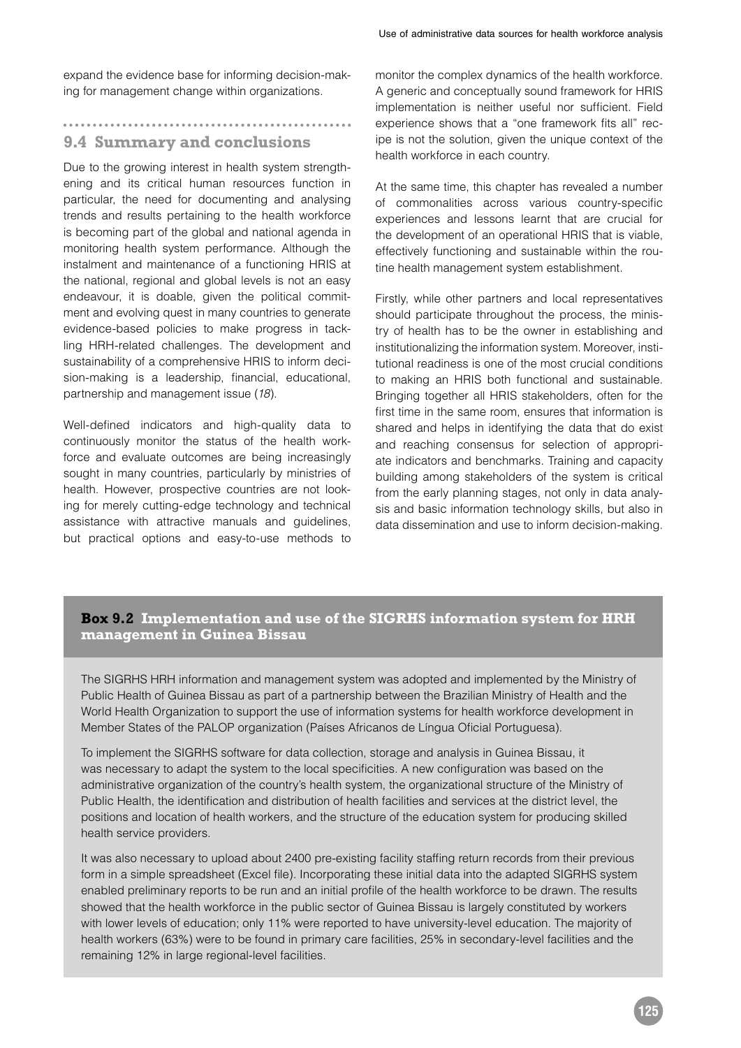expand the evidence base for informing decision-making for management change within organizations.

## 9.4 Summary and conclusions

Due to the growing interest in health system strengthening and its critical human resources function in particular, the need for documenting and analysing trends and results pertaining to the health workforce is becoming part of the global and national agenda in monitoring health system performance. Although the instalment and maintenance of a functioning HRIS at the national, regional and global levels is not an easy endeavour, it is doable, given the political commitment and evolving quest in many countries to generate evidence-based policies to make progress in tackling HRH-related challenges. The development and sustainability of a comprehensive HRIS to inform decision-making is a leadership, financial, educational, partnership and management issue (*18*).

Well-defined indicators and high-quality data to continuously monitor the status of the health workforce and evaluate outcomes are being increasingly sought in many countries, particularly by ministries of health. However, prospective countries are not looking for merely cutting-edge technology and technical assistance with attractive manuals and guidelines, but practical options and easy-to-use methods to monitor the complex dynamics of the health workforce. A generic and conceptually sound framework for HRIS implementation is neither useful nor sufficient. Field experience shows that a "one framework fits all" recipe is not the solution, given the unique context of the health workforce in each country.

At the same time, this chapter has revealed a number of commonalities across various country-specific experiences and lessons learnt that are crucial for the development of an operational HRIS that is viable, effectively functioning and sustainable within the routine health management system establishment.

Firstly, while other partners and local representatives should participate throughout the process, the ministry of health has to be the owner in establishing and institutionalizing the information system. Moreover, institutional readiness is one of the most crucial conditions to making an HRIS both functional and sustainable. Bringing together all HRIS stakeholders, often for the first time in the same room, ensures that information is shared and helps in identifying the data that do exist and reaching consensus for selection of appropriate indicators and benchmarks. Training and capacity building among stakeholders of the system is critical from the early planning stages, not only in data analysis and basic information technology skills, but also in data dissemination and use to inform decision-making.

### Box 9.2 Implementation and use of the SIGRHS information system for HRH management in Guinea Bissau

The SIGRHS HRH information and management system was adopted and implemented by the Ministry of Public Health of Guinea Bissau as part of a partnership between the Brazilian Ministry of Health and the World Health Organization to support the use of information systems for health workforce development in Member States of the PALOP organization (Países Africanos de Língua Oficial Portuguesa).

To implement the SIGRHS software for data collection, storage and analysis in Guinea Bissau, it was necessary to adapt the system to the local specificities. A new configuration was based on the administrative organization of the country's health system, the organizational structure of the Ministry of Public Health, the identification and distribution of health facilities and services at the district level, the positions and location of health workers, and the structure of the education system for producing skilled health service providers.

It was also necessary to upload about 2400 pre-existing facility staffing return records from their previous form in a simple spreadsheet (Excel file). Incorporating these initial data into the adapted SIGRHS system enabled preliminary reports to be run and an initial profile of the health workforce to be drawn. The results showed that the health workforce in the public sector of Guinea Bissau is largely constituted by workers with lower levels of education; only 11% were reported to have university-level education. The majority of health workers (63%) were to be found in primary care facilities, 25% in secondary-level facilities and the remaining 12% in large regional-level facilities.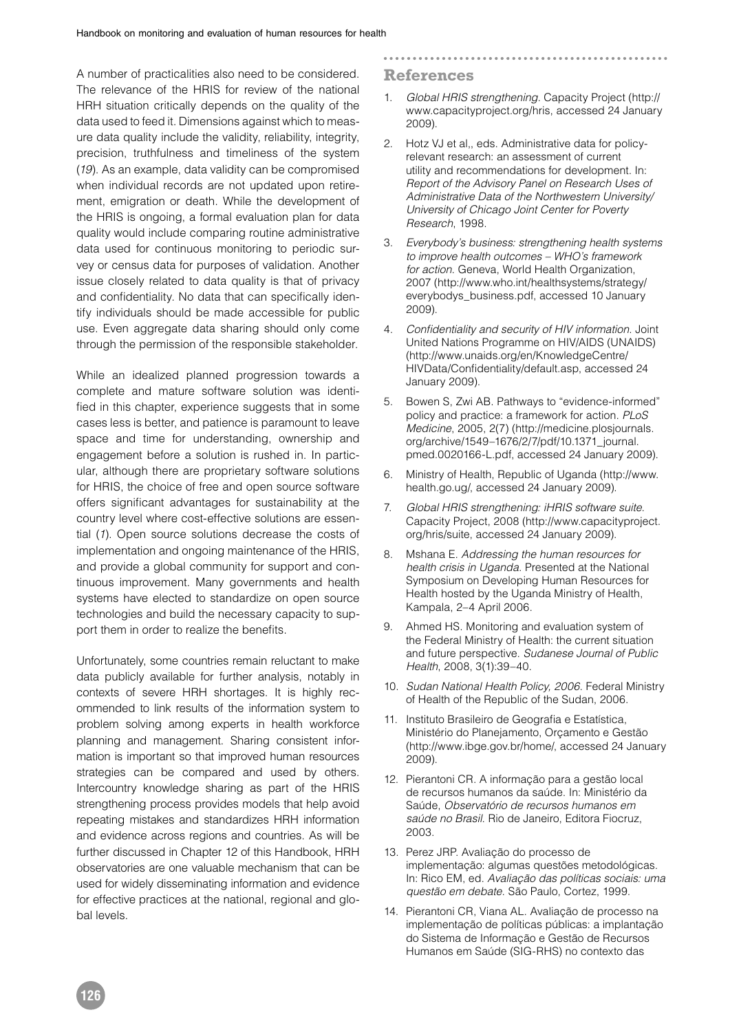A number of practicalities also need to be considered. The relevance of the HRIS for review of the national HRH situation critically depends on the quality of the data used to feed it. Dimensions against which to measure data quality include the validity, reliability, integrity, precision, truthfulness and timeliness of the system (*19*). As an example, data validity can be compromised when individual records are not updated upon retirement, emigration or death. While the development of the HRIS is ongoing, a formal evaluation plan for data quality would include comparing routine administrative data used for continuous monitoring to periodic survey or census data for purposes of validation. Another issue closely related to data quality is that of privacy and confidentiality. No data that can specifically identify individuals should be made accessible for public use. Even aggregate data sharing should only come through the permission of the responsible stakeholder.

While an idealized planned progression towards a complete and mature software solution was identified in this chapter, experience suggests that in some cases less is better, and patience is paramount to leave space and time for understanding, ownership and engagement before a solution is rushed in. In particular, although there are proprietary software solutions for HRIS, the choice of free and open source software offers significant advantages for sustainability at the country level where cost-effective solutions are essential (*1*). Open source solutions decrease the costs of implementation and ongoing maintenance of the HRIS, and provide a global community for support and continuous improvement. Many governments and health systems have elected to standardize on open source technologies and build the necessary capacity to support them in order to realize the benefits.

Unfortunately, some countries remain reluctant to make data publicly available for further analysis, notably in contexts of severe HRH shortages. It is highly recommended to link results of the information system to problem solving among experts in health workforce planning and management. Sharing consistent information is important so that improved human resources strategies can be compared and used by others. Intercountry knowledge sharing as part of the HRIS strengthening process provides models that help avoid repeating mistakes and standardizes HRH information and evidence across regions and countries. As will be further discussed in Chapter 12 of this Handbook, HRH observatories are one valuable mechanism that can be used for widely disseminating information and evidence for effective practices at the national, regional and global levels.

## References

1. *Global HRIS strengthening.* Capacity Project (http://www.capacityproject.org/hris, accessed 24 January 2009).
2. Hotz VJ et al,, eds. Administrative data for policy-relevant research: an assessment of current utility and recommendations for development. In: *Report of the Advisory Panel on Research Uses of Administrative Data of the Northwestern University/University of Chicago Joint Center for Poverty Research*, 1998.
3. *Everybody's business: strengthening health systems to improve health outcomes – WHO's framework for action.* Geneva, World Health Organization, 2007 (http://www.who.int/healthsystems/strategy/everybodys_business.pdf, accessed 10 January 2009).
4. *Confidentiality and security of HIV information.* Joint United Nations Programme on HIV/AIDS (UNAIDS) (http://www.unaids.org/en/KnowledgeCentre/HIVData/Confidentiality/default.asp, accessed 24 January 2009).
5. Bowen S, Zwi AB. Pathways to "evidence-informed" policy and practice: a framework for action. *PLoS Medicine*, 2005, 2(7) (http://medicine.plosjournals.org/archive/1549–1676/2/7/pdf/10.1371_journal.pmed.0020166-L.pdf, accessed 24 January 2009).
6. Ministry of Health, Republic of Uganda (http://www.health.go.ug/, accessed 24 January 2009).
7. *Global HRIS strengthening: iHRIS software suite.* Capacity Project, 2008 (http://www.capacityproject.org/hris/suite, accessed 24 January 2009).
8. Mshana E. *Addressing the human resources for health crisis in Uganda.* Presented at the National Symposium on Developing Human Resources for Health hosted by the Uganda Ministry of Health, Kampala, 2–4 April 2006.
9. Ahmed HS. Monitoring and evaluation system of the Federal Ministry of Health: the current situation and future perspective. *Sudanese Journal of Public Health*, 2008, 3(1):39–40.
10. *Sudan National Health Policy, 2006.* Federal Ministry of Health of the Republic of the Sudan, 2006.
11. Instituto Brasileiro de Geografia e Estatística, Ministério do Planejamento, Orçamento e Gestão (http://www.ibge.gov.br/home/, accessed 24 January 2009).
12. Pierantoni CR. A informação para a gestão local de recursos humanos da saúde. In: Ministério da Saúde, *Observatório de recursos humanos em saúde no Brasil.* Rio de Janeiro, Editora Fiocruz, 2003.
13. Perez JRP. Avaliação do processo de implementação: algumas questões metodológicas. In: Rico EM, ed. *Avaliação das políticas sociais: uma questão em debate.* São Paulo, Cortez, 1999.
14. Pierantoni CR, Viana AL. Avaliação de processo na implementação de políticas públicas: a implantação do Sistema de Informação e Gestão de Recursos Humanos em Saúde (SIG-RHS) no contexto das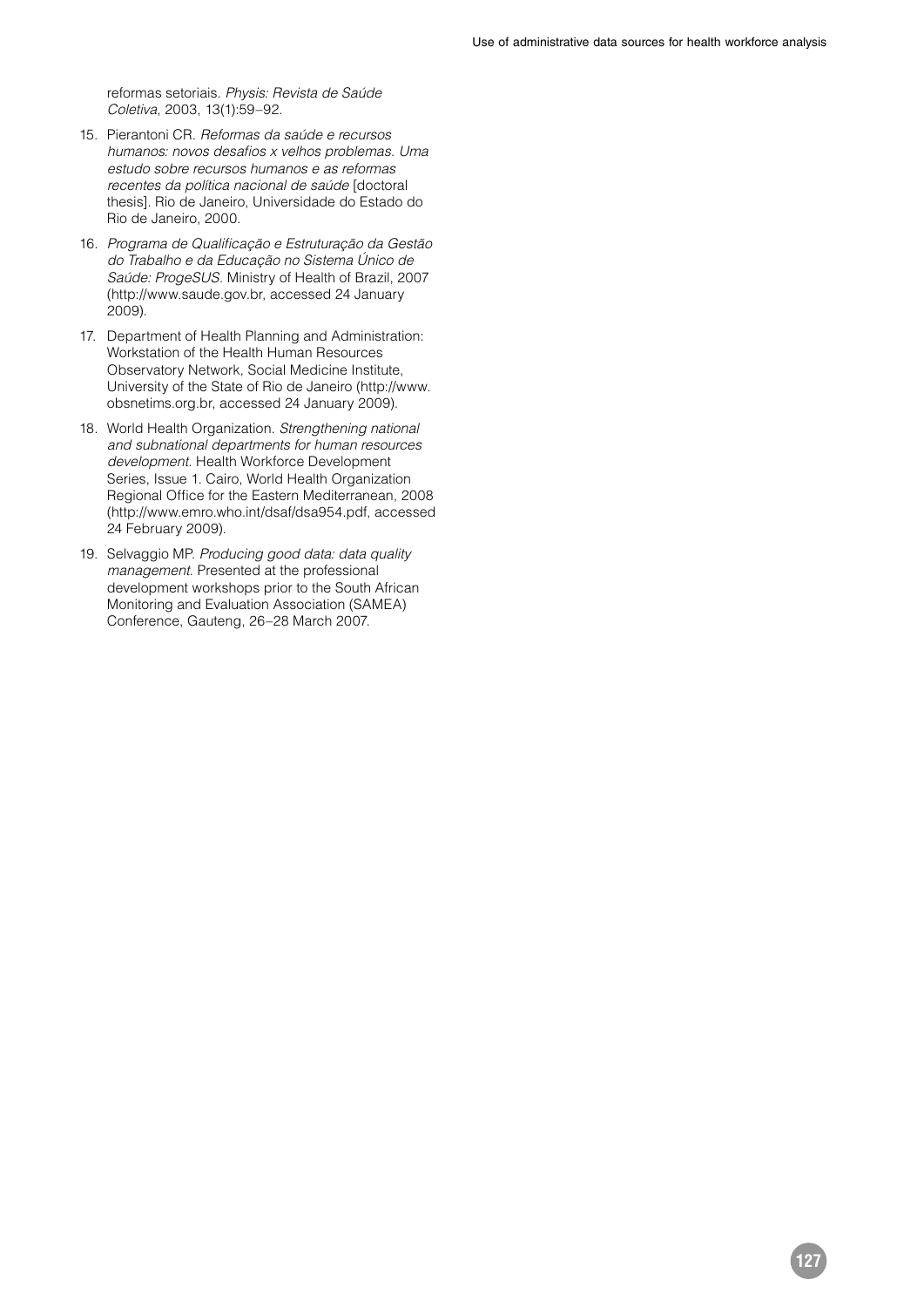reformas setoriais. *Physis: Revista de Saúde Coletiva*, 2003, 13(1):59–92.

15. Pierantoni CR. *Reformas da saúde e recursos humanos: novos desafios x velhos problemas. Uma estudo sobre recursos humanos e as reformas recentes da política nacional de saúde* [doctoral thesis]. Rio de Janeiro, Universidade do Estado do Rio de Janeiro, 2000.
16. *Programa de Qualificação e Estruturação da Gestão do Trabalho e da Educação no Sistema Único de Saúde: ProgeSUS*. Ministry of Health of Brazil, 2007 (http://www.saude.gov.br, accessed 24 January 2009).
17. Department of Health Planning and Administration: Workstation of the Health Human Resources Observatory Network, Social Medicine Institute, University of the State of Rio de Janeiro (http://www.obsnetims.org.br, accessed 24 January 2009).
18. World Health Organization. *Strengthening national and subnational departments for human resources development*. Health Workforce Development Series, Issue 1. Cairo, World Health Organization Regional Office for the Eastern Mediterranean, 2008 (http://www.emro.who.int/dsaf/dsa954.pdf, accessed 24 February 2009).
19. Selvaggio MP. *Producing good data: data quality management*. Presented at the professional development workshops prior to the South African Monitoring and Evaluation Association (SAMEA) Conference, Gauteng, 26–28 March 2007.